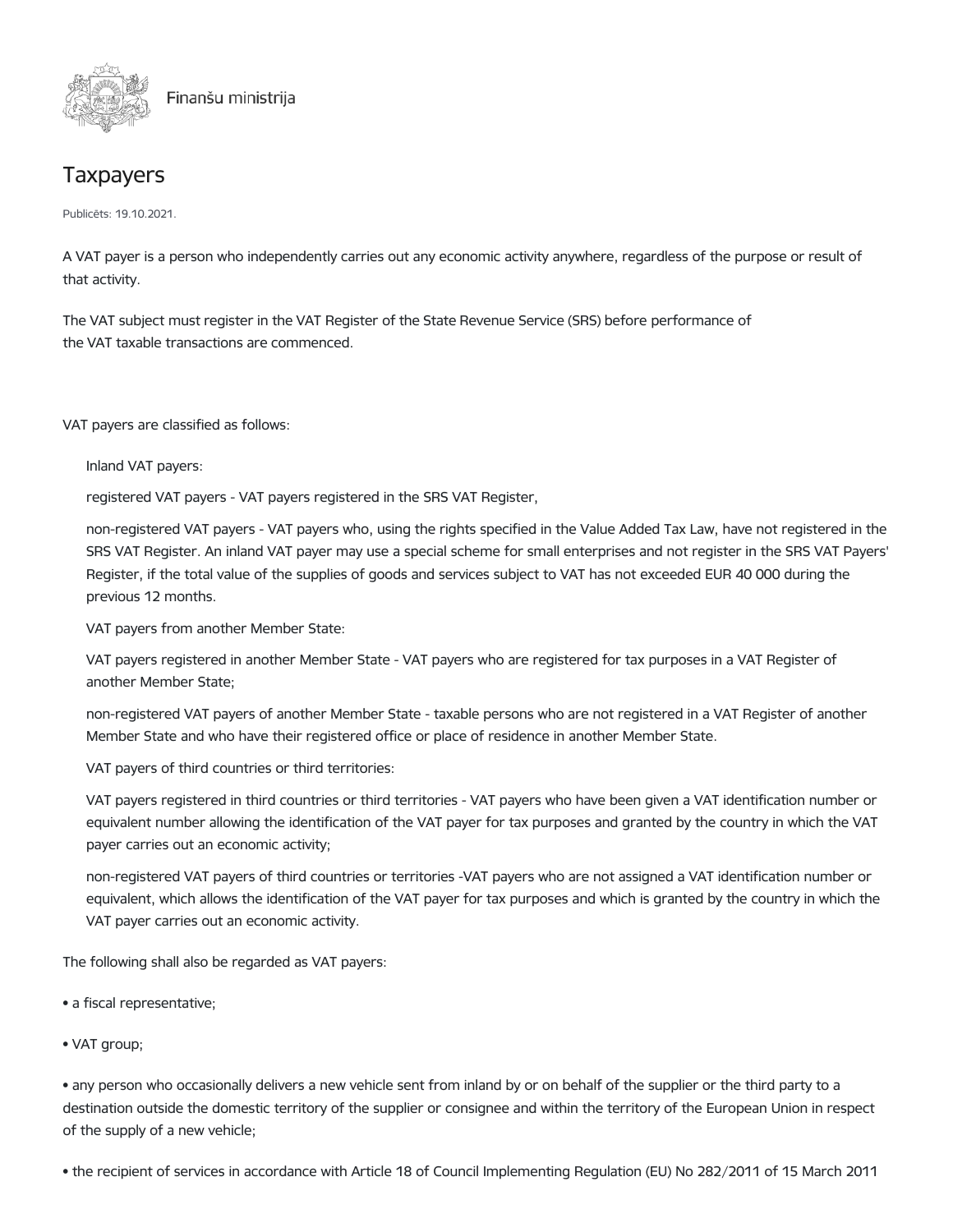Finanšu ministrija

# Taxpayers

Publicēts: 19.10.2021.

A VAT payer is a person who independently carries out any economic activity anywhere, regardless of the purpose or result of that activity.

The VAT subject must register in the VAT Register of the State Revenue Service (SRS) before performance of the VAT taxable transactions are commenced.

VAT payers are classified as follows:

Inland VAT payers:

registered VAT payers - VAT payers registered in the SRS VAT Register,

non-registered VAT payers - VAT payers who, using the rights specified in the Value Added Tax Law, have not registered in the SRS VAT Register. An inland VAT payer may use a special scheme for small enterprises and not register in the SRS VAT Payers' Register, if the total value of the supplies of goods and services subject to VAT has not exceeded EUR 40 000 during the previous 12 months.

VAT payers from another Member State:

VAT payers registered in another Member State - VAT payers who are registered for tax purposes in a VAT Register of another Member State;

non-registered VAT payers of another Member State - taxable persons who are not registered in a VAT Register of another Member State and who have their registered office or place of residence in another Member State.

VAT payers of third countries or third territories:

VAT payers registered in third countries or third territories - VAT payers who have been given a VAT identification number or equivalent number allowing the identification of the VAT payer for tax purposes and granted by the country in which the VAT payer carries out an economic activity;

non-registered VAT payers of third countries or territories -VAT payers who are not assigned a VAT identification number or equivalent, which allows the identification of the VAT payer for tax purposes and which is granted by the country in which the VAT payer carries out an economic activity.

The following shall also be regarded as VAT payers:

- a fiscal representative;
- VAT group;
- any person who occasionally delivers a new vehicle sent from inland by or on behalf of the supplier or the third party to a destination outside the domestic territory of the supplier or consignee and within the territory of the European Union in respect of the supply of a new vehicle;
- the recipient of services in accordance with Article 18 of Council Implementing Regulation (EU) No 282/2011 of 15 March 2011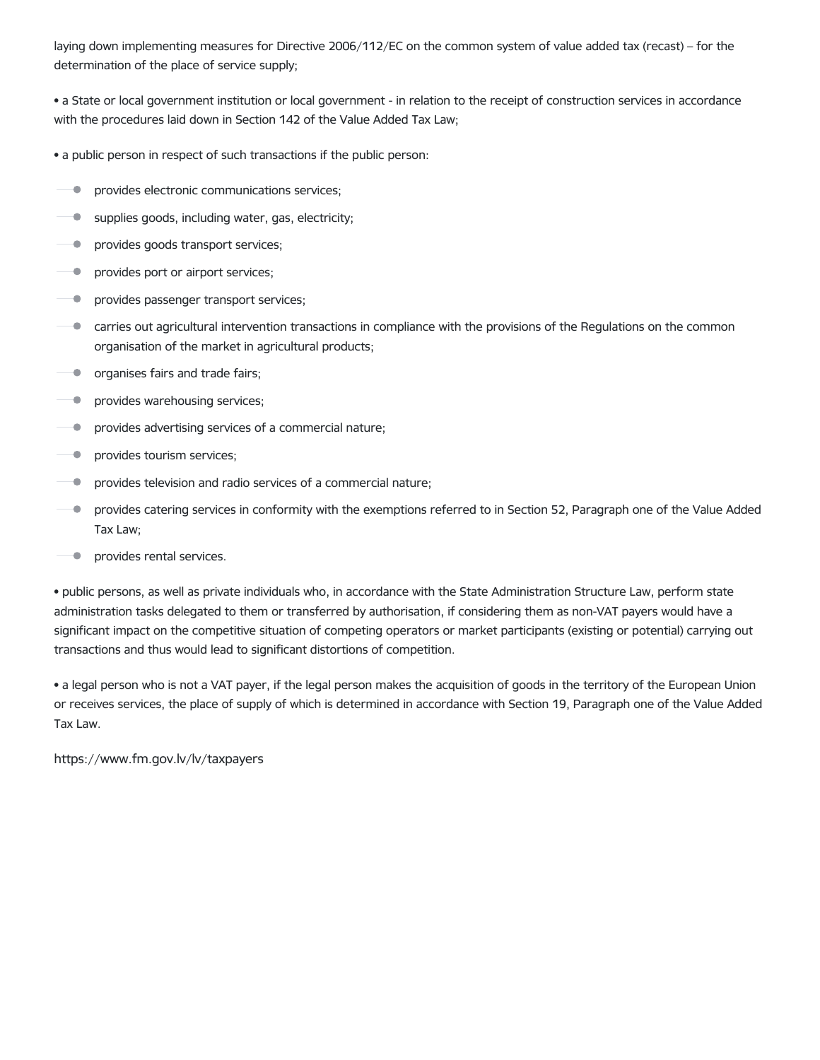laying down implementing measures for Directive 2006/112/EC on the common system of value added tax (recast) – for the determination of the place of service supply;

• a State or local government institution or local government - in relation to the receipt of construction services in accordance with the procedures laid down in Section 142 of the Value Added Tax Law;

• a public person in respect of such transactions if the public person:

- provides electronic communications services;
- supplies goods, including water, gas, electricity;
- provides goods transport services;
- provides port or airport services;
- provides passenger transport services;
- carries out agricultural intervention transactions in compliance with the provisions of the Regulations on the common organisation of the market in agricultural products;
- organises fairs and trade fairs;
- provides warehousing services;
- provides advertising services of a commercial nature;
- provides tourism services;
- provides television and radio services of a commercial nature;
- provides catering services in conformity with the exemptions referred to in Section 52, Paragraph one of the Value Added Tax Law;
- provides rental services.

• public persons, as well as private individuals who, in accordance with the State Administration Structure Law, perform state administration tasks delegated to them or transferred by authorisation, if considering them as non-VAT payers would have a significant impact on the competitive situation of competing operators or market participants (existing or potential) carrying out transactions and thus would lead to significant distortions of competition.

• a legal person who is not a VAT payer, if the legal person makes the acquisition of goods in the territory of the European Union or receives services, the place of supply of which is determined in accordance with Section 19, Paragraph one of the Value Added Tax Law.

https://www.fm.gov.lv/lv/taxpayers